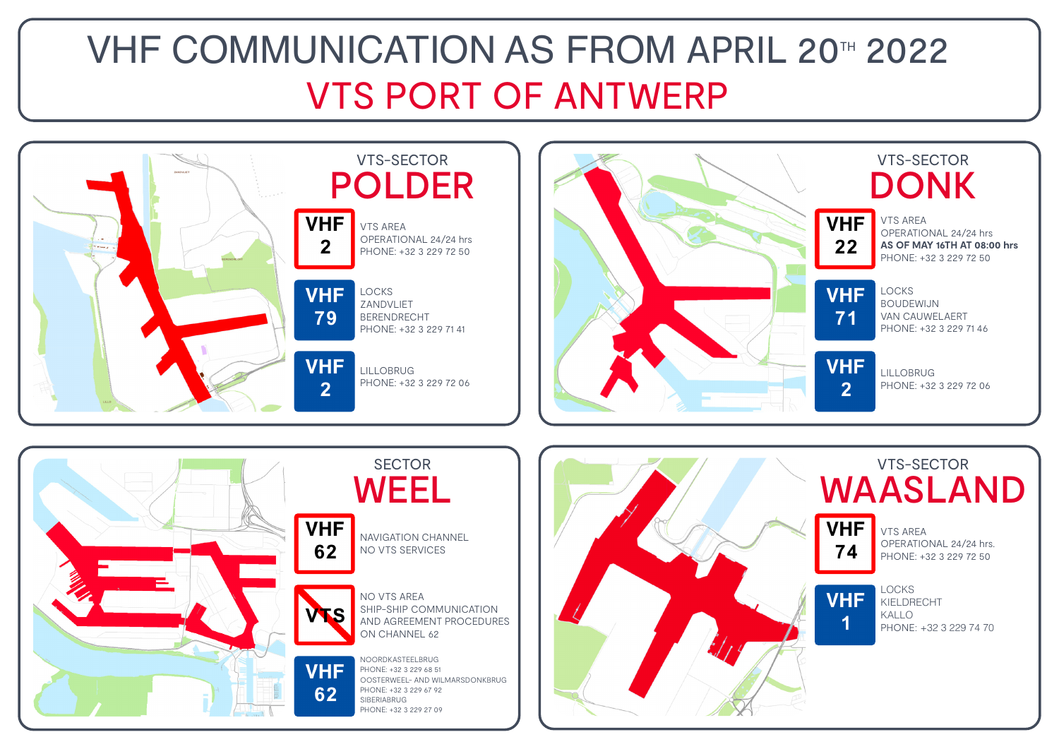# VHF COMMUNICATION AS FROM APRIL 20TH 2022

## VTS PORT OF ANTWERP

### VTS-SECTOR POLDER

**VHF 2**
VTS AREA
OPERATIONAL 24/24 hrs
PHONE: +32 3 229 72 50

**VHF 79**
LOCKS
ZANDVLIET
BERENDRECHT
PHONE: +32 3 229 71 41

**VHF 2**
LILLOBRUG
PHONE: +32 3 229 72 06

### VTS-SECTOR DONK

**VHF 22**
VTS AREA
OPERATIONAL 24/24 hrs
**AS OF MAY 16TH AT 08:00 hrs**
PHONE: +32 3 229 72 50

**VHF 71**
LOCKS
BOUDEWIJN
VAN CAUWELAERT
PHONE: +32 3 229 71 46

**VHF 2**
LILLOBRUG
PHONE: +32 3 229 72 06

### SECTOR WEEL

**VHF 62**
NAVIGATION CHANNEL
NO VTS SERVICES

**~~VTS~~**
NO VTS AREA
SHIP-SHIP COMMUNICATION
AND AGREEMENT PROCEDURES
ON CHANNEL 62

**VHF 62**
NOORDKASTEELBRUG
PHONE: +32 3 229 68 51
OOSTERWEEL- AND WILMARSDONKBRUG
PHONE: +32 3 229 67 92
SIBERIABRUG
PHONE: +32 3 229 27 09

### VTS-SECTOR WAASLAND

**VHF 74**
VTS AREA
OPERATIONAL 24/24 hrs.
PHONE: +32 3 229 72 50

**VHF 1**
LOCKS
KIELDRECHT
KALLO
PHONE: +32 3 229 74 70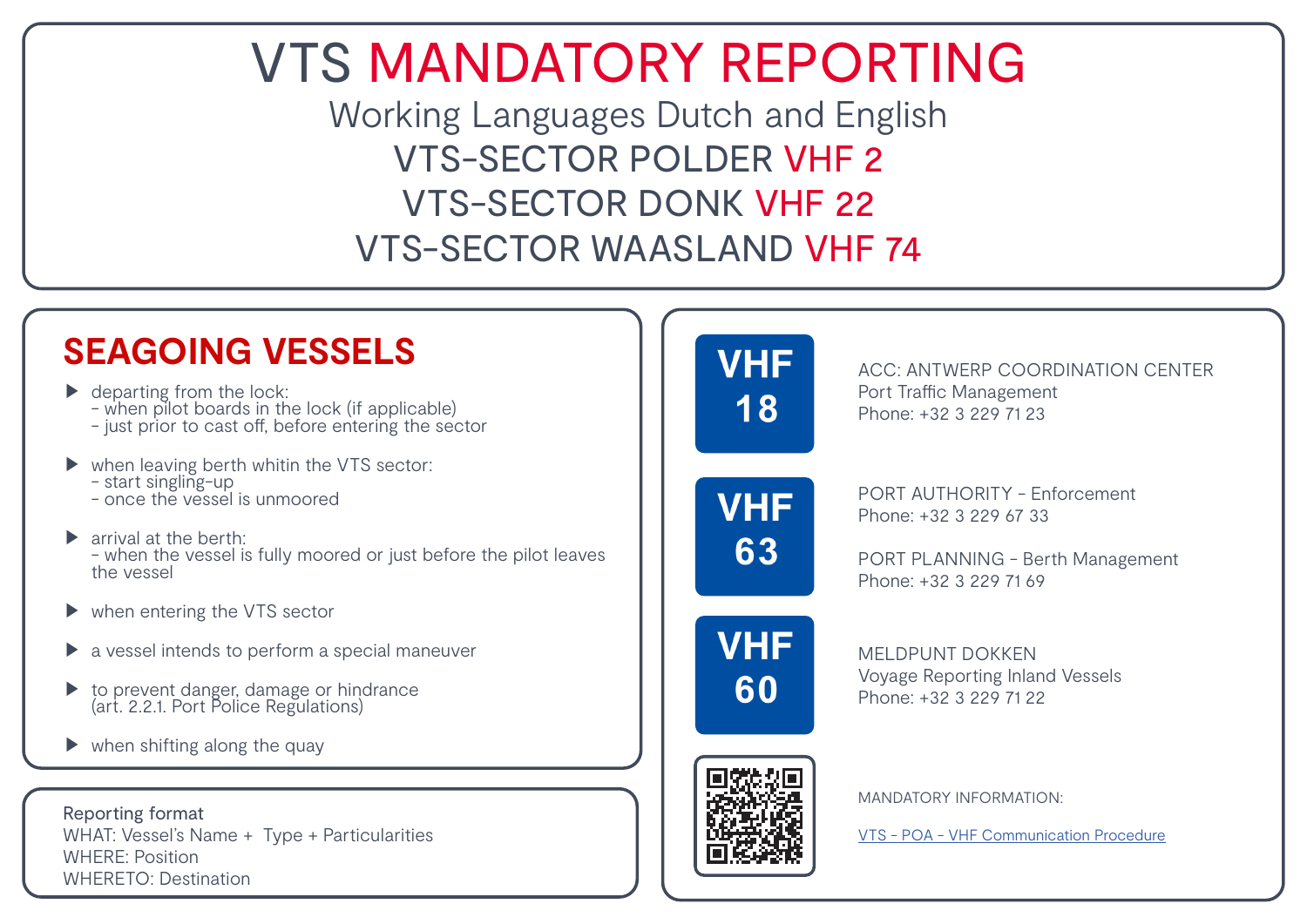# VTS MANDATORY REPORTING

Working Languages Dutch and English

VTS-SECTOR POLDER VHF 2

VTS-SECTOR DONK VHF 22

VTS-SECTOR WAASLAND VHF 74

## SEAGOING VESSELS

- departing from the lock:
  - when pilot boards in the lock (if applicable)
  - just prior to cast off, before entering the sector
- when leaving berth whitin the VTS sector:
  - start singling-up
  - once the vessel is unmoored
- arrival at the berth:
  - when the vessel is fully moored or just before the pilot leaves the vessel
- when entering the VTS sector
- a vessel intends to perform a special maneuver
- to prevent danger, damage or hindrance (art. 2.2.1. Port Police Regulations)
- when shifting along the quay

Reporting format

WHAT: Vessel's Name + Type + Particularities

WHERE: Position

WHERETO: Destination

**VHF 18**

ACC: ANTWERP COORDINATION CENTER
Port Traffic Management
Phone: +32 3 229 71 23

**VHF 63**

PORT AUTHORITY - Enforcement
Phone: +32 3 229 67 33

PORT PLANNING - Berth Management
Phone: +32 3 229 71 69

**VHF 60**

MELDPUNT DOKKEN
Voyage Reporting Inland Vessels
Phone: +32 3 229 71 22

MANDATORY INFORMATION:

VTS - POA - VHF Communication Procedure